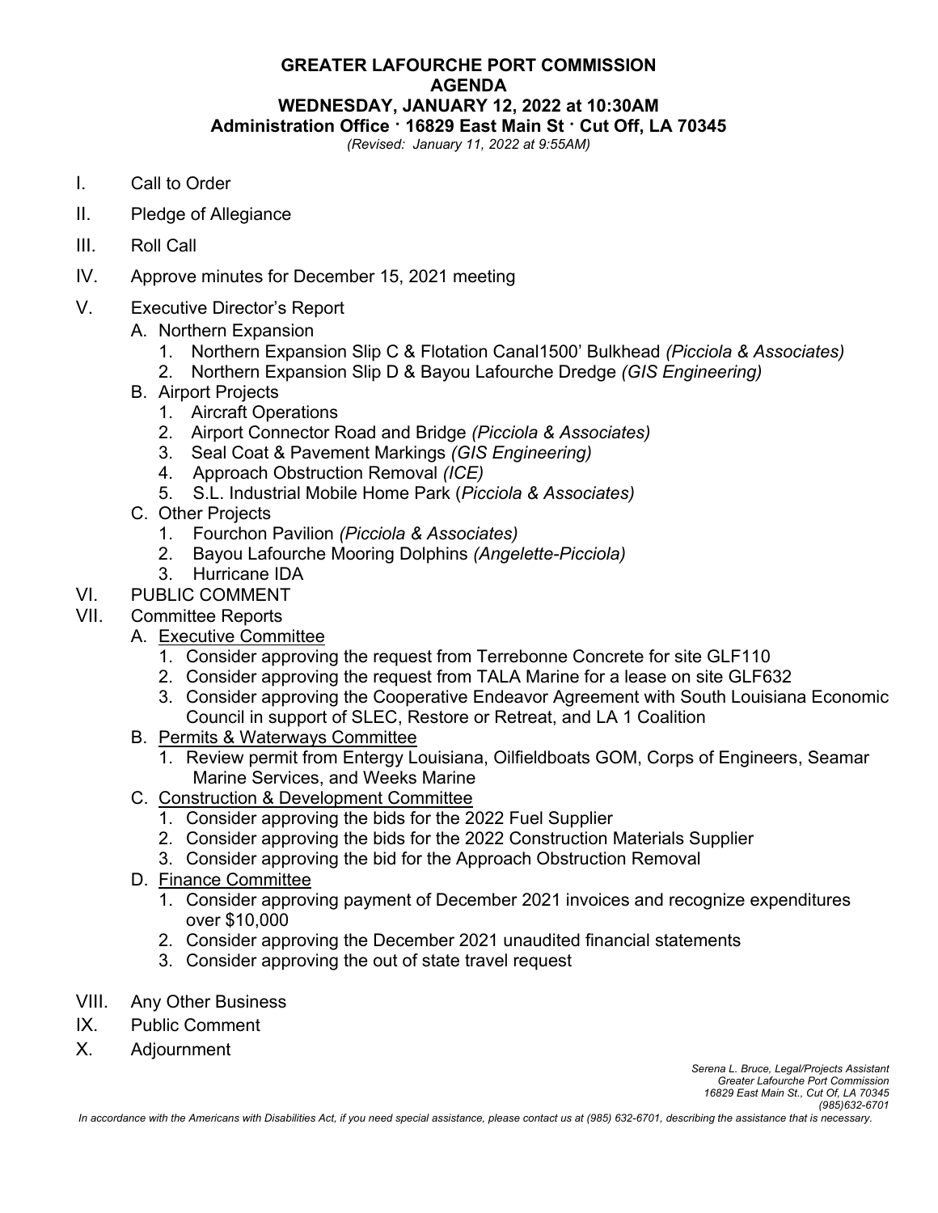# GREATER LAFOURCHE PORT COMMISSION
## AGENDA
## WEDNESDAY, JANUARY 12, 2022 at 10:30AM
## Administration Office · 16829 East Main St · Cut Off, LA 70345

*(Revised: January 11, 2022 at 9:55AM)*

I. Call to Order

II. Pledge of Allegiance

III. Roll Call

IV. Approve minutes for December 15, 2021 meeting

V. Executive Director's Report
   - A. Northern Expansion
     1. Northern Expansion Slip C & Flotation Canal1500' Bulkhead *(Picciola & Associates)*
     2. Northern Expansion Slip D & Bayou Lafourche Dredge *(GIS Engineering)*
   - B. Airport Projects
     1. Aircraft Operations
     2. Airport Connector Road and Bridge *(Picciola & Associates)*
     3. Seal Coat & Pavement Markings *(GIS Engineering)*
     4. Approach Obstruction Removal *(ICE)*
     5. S.L. Industrial Mobile Home Park (*Picciola & Associates)*
   - C. Other Projects
     1. Fourchon Pavilion *(Picciola & Associates)*
     2. Bayou Lafourche Mooring Dolphins *(Angelette-Picciola)*
     3. Hurricane IDA

VI. PUBLIC COMMENT

VII. Committee Reports
   - A. Executive Committee
     1. Consider approving the request from Terrebonne Concrete for site GLF110
     2. Consider approving the request from TALA Marine for a lease on site GLF632
     3. Consider approving the Cooperative Endeavor Agreement with South Louisiana Economic Council in support of SLEC, Restore or Retreat, and LA 1 Coalition
   - B. Permits & Waterways Committee
     1. Review permit from Entergy Louisiana, Oilfieldboats GOM, Corps of Engineers, Seamar Marine Services, and Weeks Marine
   - C. Construction & Development Committee
     1. Consider approving the bids for the 2022 Fuel Supplier
     2. Consider approving the bids for the 2022 Construction Materials Supplier
     3. Consider approving the bid for the Approach Obstruction Removal
   - D. Finance Committee
     1. Consider approving payment of December 2021 invoices and recognize expenditures over $10,000
     2. Consider approving the December 2021 unaudited financial statements
     3. Consider approving the out of state travel request

VIII. Any Other Business

IX. Public Comment

X. Adjournment

*Serena L. Bruce, Legal/Projects Assistant*
*Greater Lafourche Port Commission*
*16829 East Main St., Cut Of, LA 70345*
*(985)632-6701*

*In accordance with the Americans with Disabilities Act, if you need special assistance, please contact us at (985) 632-6701, describing the assistance that is necessary.*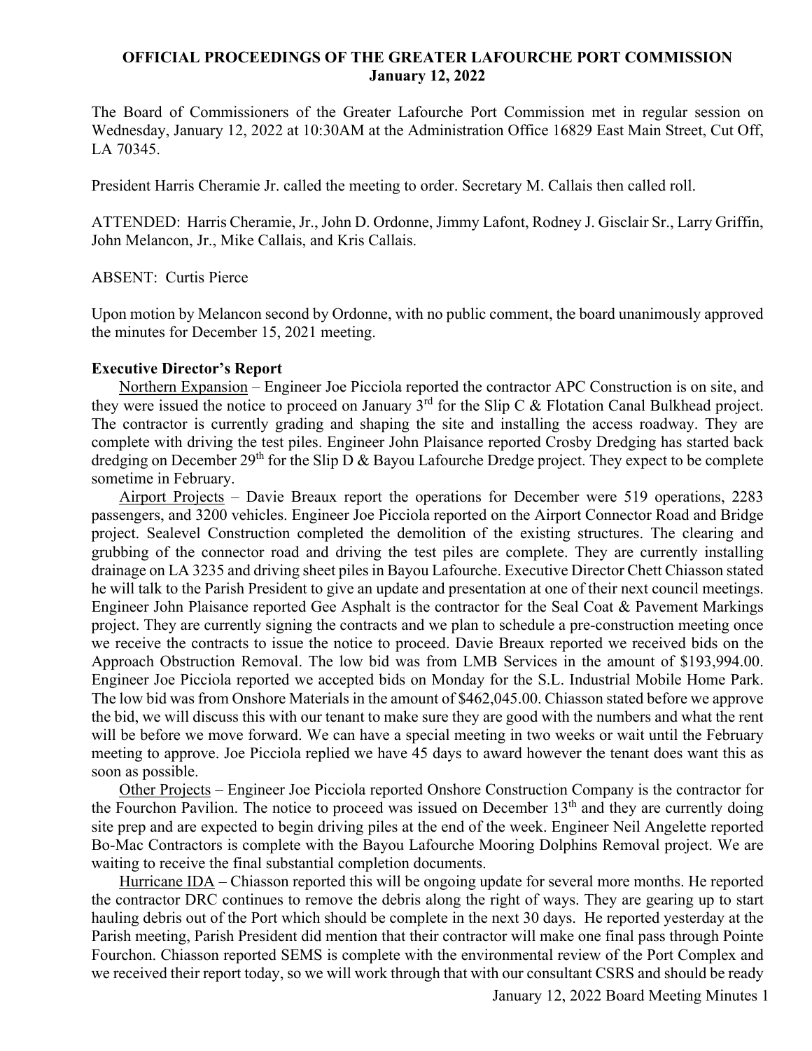**OFFICIAL PROCEEDINGS OF THE GREATER LAFOURCHE PORT COMMISSION**
**January 12, 2022**

The Board of Commissioners of the Greater Lafourche Port Commission met in regular session on Wednesday, January 12, 2022 at 10:30AM at the Administration Office 16829 East Main Street, Cut Off, LA 70345.

President Harris Cheramie Jr. called the meeting to order. Secretary M. Callais then called roll.

ATTENDED: Harris Cheramie, Jr., John D. Ordonne, Jimmy Lafont, Rodney J. Gisclair Sr., Larry Griffin, John Melancon, Jr., Mike Callais, and Kris Callais.

ABSENT: Curtis Pierce

Upon motion by Melancon second by Ordonne, with no public comment, the board unanimously approved the minutes for December 15, 2021 meeting.

### Executive Director's Report

Northern Expansion – Engineer Joe Picciola reported the contractor APC Construction is on site, and they were issued the notice to proceed on January 3rd for the Slip C & Flotation Canal Bulkhead project. The contractor is currently grading and shaping the site and installing the access roadway. They are complete with driving the test piles. Engineer John Plaisance reported Crosby Dredging has started back dredging on December 29th for the Slip D & Bayou Lafourche Dredge project. They expect to be complete sometime in February.

Airport Projects – Davie Breaux report the operations for December were 519 operations, 2283 passengers, and 3200 vehicles. Engineer Joe Picciola reported on the Airport Connector Road and Bridge project. Sealevel Construction completed the demolition of the existing structures. The clearing and grubbing of the connector road and driving the test piles are complete. They are currently installing drainage on LA 3235 and driving sheet piles in Bayou Lafourche. Executive Director Chett Chiasson stated he will talk to the Parish President to give an update and presentation at one of their next council meetings. Engineer John Plaisance reported Gee Asphalt is the contractor for the Seal Coat & Pavement Markings project. They are currently signing the contracts and we plan to schedule a pre-construction meeting once we receive the contracts to issue the notice to proceed. Davie Breaux reported we received bids on the Approach Obstruction Removal. The low bid was from LMB Services in the amount of $193,994.00. Engineer Joe Picciola reported we accepted bids on Monday for the S.L. Industrial Mobile Home Park. The low bid was from Onshore Materials in the amount of $462,045.00. Chiasson stated before we approve the bid, we will discuss this with our tenant to make sure they are good with the numbers and what the rent will be before we move forward. We can have a special meeting in two weeks or wait until the February meeting to approve. Joe Picciola replied we have 45 days to award however the tenant does want this as soon as possible.

Other Projects – Engineer Joe Picciola reported Onshore Construction Company is the contractor for the Fourchon Pavilion. The notice to proceed was issued on December 13th and they are currently doing site prep and are expected to begin driving piles at the end of the week. Engineer Neil Angelette reported Bo-Mac Contractors is complete with the Bayou Lafourche Mooring Dolphins Removal project. We are waiting to receive the final substantial completion documents.

Hurricane IDA – Chiasson reported this will be ongoing update for several more months. He reported the contractor DRC continues to remove the debris along the right of ways. They are gearing up to start hauling debris out of the Port which should be complete in the next 30 days. He reported yesterday at the Parish meeting, Parish President did mention that their contractor will make one final pass through Pointe Fourchon. Chiasson reported SEMS is complete with the environmental review of the Port Complex and we received their report today, so we will work through that with our consultant CSRS and should be ready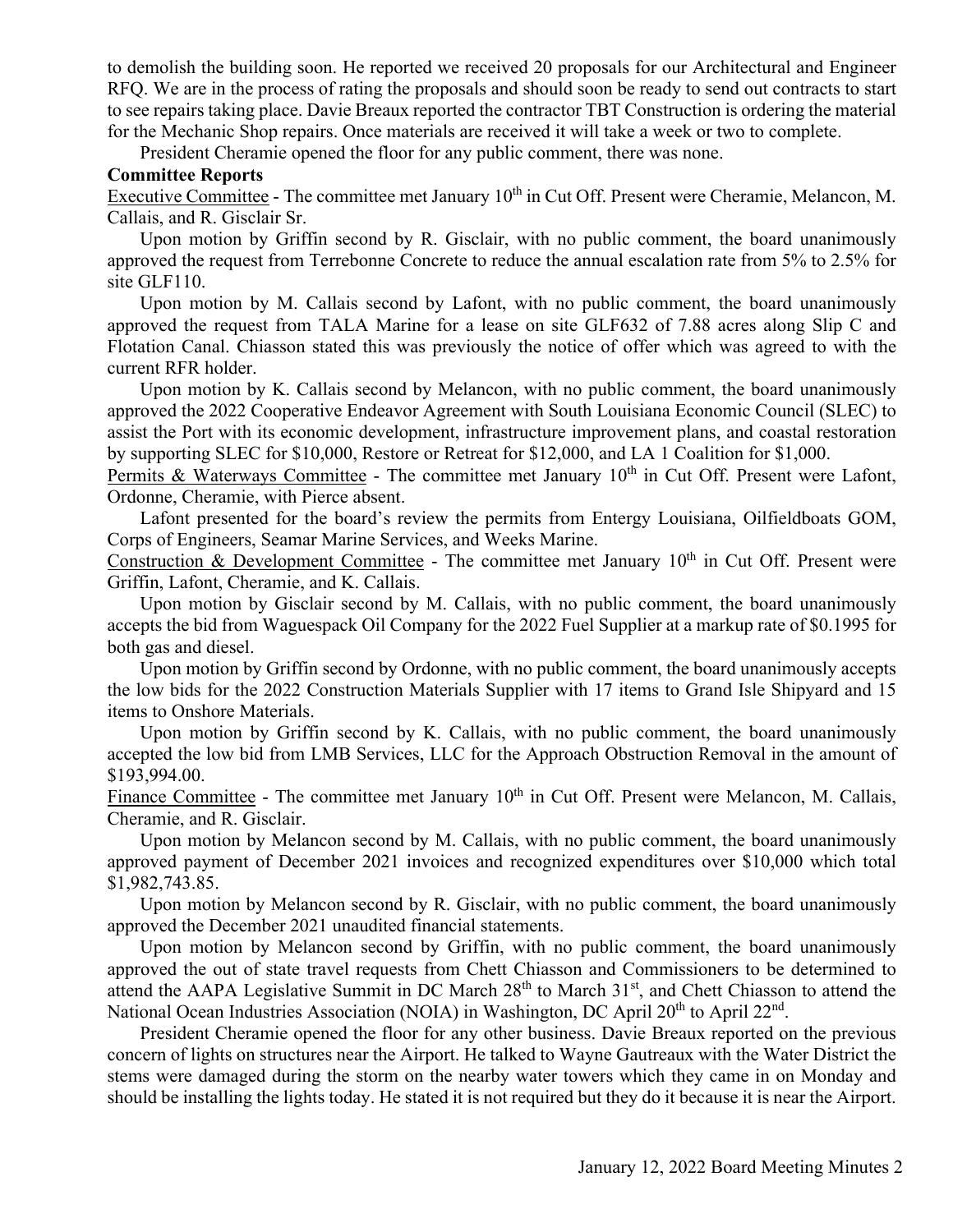to demolish the building soon. He reported we received 20 proposals for our Architectural and Engineer RFQ. We are in the process of rating the proposals and should soon be ready to send out contracts to start to see repairs taking place. Davie Breaux reported the contractor TBT Construction is ordering the material for the Mechanic Shop repairs. Once materials are received it will take a week or two to complete.

President Cheramie opened the floor for any public comment, there was none.

**Committee Reports**

Executive Committee - The committee met January 10th in Cut Off. Present were Cheramie, Melancon, M. Callais, and R. Gisclair Sr.

Upon motion by Griffin second by R. Gisclair, with no public comment, the board unanimously approved the request from Terrebonne Concrete to reduce the annual escalation rate from 5% to 2.5% for site GLF110.

Upon motion by M. Callais second by Lafont, with no public comment, the board unanimously approved the request from TALA Marine for a lease on site GLF632 of 7.88 acres along Slip C and Flotation Canal. Chiasson stated this was previously the notice of offer which was agreed to with the current RFR holder.

Upon motion by K. Callais second by Melancon, with no public comment, the board unanimously approved the 2022 Cooperative Endeavor Agreement with South Louisiana Economic Council (SLEC) to assist the Port with its economic development, infrastructure improvement plans, and coastal restoration by supporting SLEC for $10,000, Restore or Retreat for $12,000, and LA 1 Coalition for $1,000.

Permits & Waterways Committee - The committee met January 10th in Cut Off. Present were Lafont, Ordonne, Cheramie, with Pierce absent.

Lafont presented for the board's review the permits from Entergy Louisiana, Oilfieldboats GOM, Corps of Engineers, Seamar Marine Services, and Weeks Marine.

Construction & Development Committee - The committee met January 10th in Cut Off. Present were Griffin, Lafont, Cheramie, and K. Callais.

Upon motion by Gisclair second by M. Callais, with no public comment, the board unanimously accepts the bid from Waguespack Oil Company for the 2022 Fuel Supplier at a markup rate of $0.1995 for both gas and diesel.

Upon motion by Griffin second by Ordonne, with no public comment, the board unanimously accepts the low bids for the 2022 Construction Materials Supplier with 17 items to Grand Isle Shipyard and 15 items to Onshore Materials.

Upon motion by Griffin second by K. Callais, with no public comment, the board unanimously accepted the low bid from LMB Services, LLC for the Approach Obstruction Removal in the amount of $193,994.00.

Finance Committee - The committee met January 10th in Cut Off. Present were Melancon, M. Callais, Cheramie, and R. Gisclair.

Upon motion by Melancon second by M. Callais, with no public comment, the board unanimously approved payment of December 2021 invoices and recognized expenditures over $10,000 which total $1,982,743.85.

Upon motion by Melancon second by R. Gisclair, with no public comment, the board unanimously approved the December 2021 unaudited financial statements.

Upon motion by Melancon second by Griffin, with no public comment, the board unanimously approved the out of state travel requests from Chett Chiasson and Commissioners to be determined to attend the AAPA Legislative Summit in DC March 28th to March 31st, and Chett Chiasson to attend the National Ocean Industries Association (NOIA) in Washington, DC April 20th to April 22nd.

President Cheramie opened the floor for any other business. Davie Breaux reported on the previous concern of lights on structures near the Airport. He talked to Wayne Gautreaux with the Water District the stems were damaged during the storm on the nearby water towers which they came in on Monday and should be installing the lights today. He stated it is not required but they do it because it is near the Airport.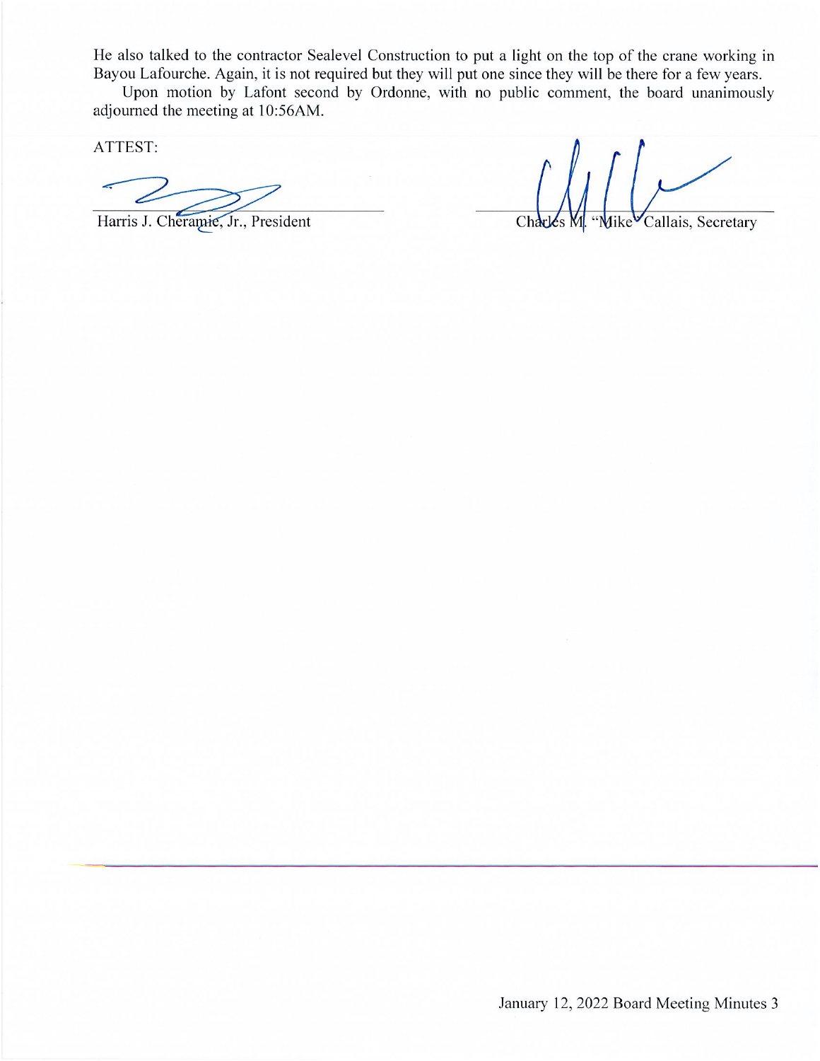He also talked to the contractor Sealevel Construction to put a light on the top of the crane working in Bayou Lafourche. Again, it is not required but they will put one since they will be there for a few years.

Upon motion by Lafont second by Ordonne, with no public comment, the board unanimously adjourned the meeting at 10:56AM.

ATTEST:

Harris J. Cheramie, Jr., President

Charles M. "Mike" Callais, Secretary